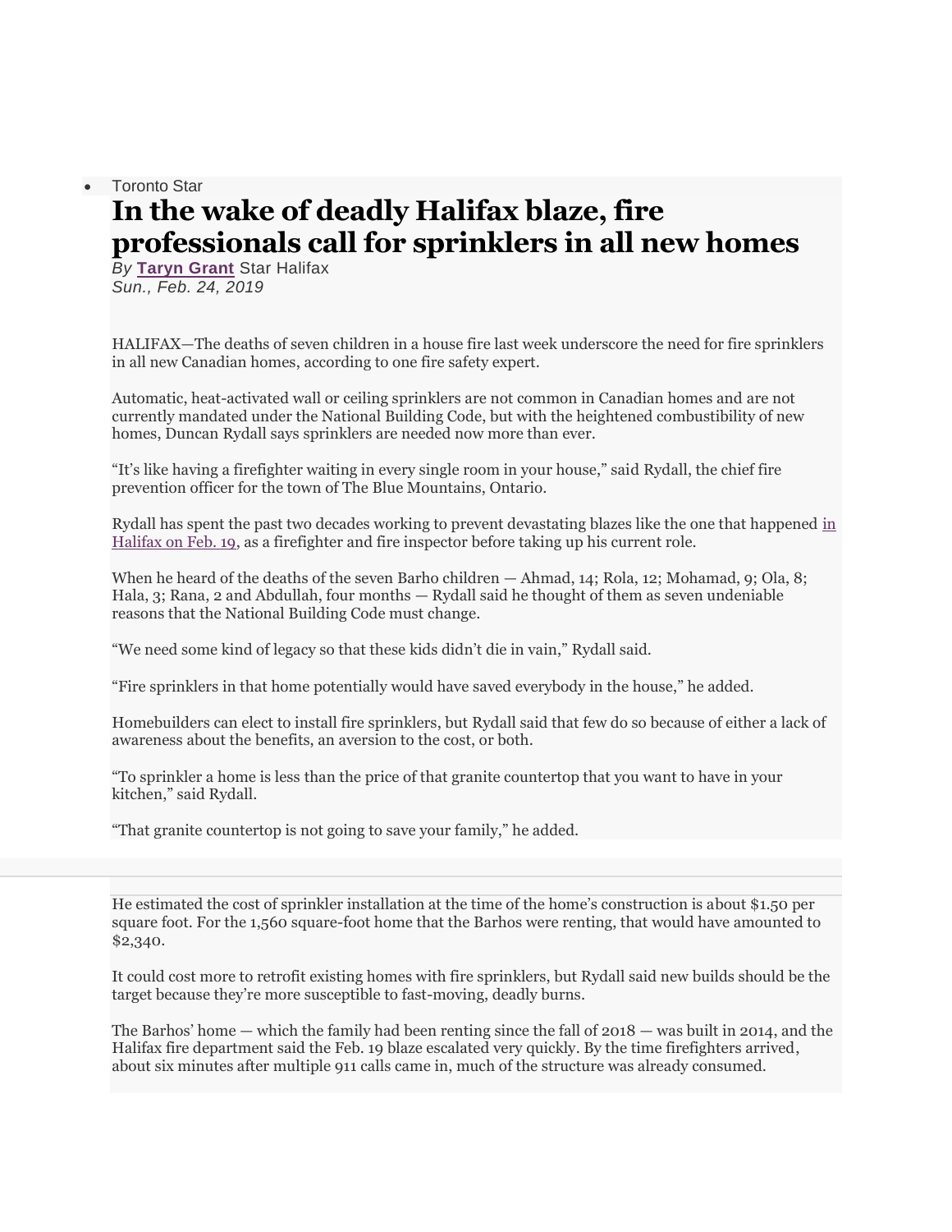- Toronto Star

# In the wake of deadly Halifax blaze, fire professionals call for sprinklers in all new homes

*By* **Taryn Grant** Star Halifax
*Sun., Feb. 24, 2019*

HALIFAX—The deaths of seven children in a house fire last week underscore the need for fire sprinklers in all new Canadian homes, according to one fire safety expert.

Automatic, heat-activated wall or ceiling sprinklers are not common in Canadian homes and are not currently mandated under the National Building Code, but with the heightened combustibility of new homes, Duncan Rydall says sprinklers are needed now more than ever.

“It’s like having a firefighter waiting in every single room in your house,” said Rydall, the chief fire prevention officer for the town of The Blue Mountains, Ontario.

Rydall has spent the past two decades working to prevent devastating blazes like the one that happened in Halifax on Feb. 19, as a firefighter and fire inspector before taking up his current role.

When he heard of the deaths of the seven Barho children — Ahmad, 14; Rola, 12; Mohamad, 9; Ola, 8; Hala, 3; Rana, 2 and Abdullah, four months — Rydall said he thought of them as seven undeniable reasons that the National Building Code must change.

“We need some kind of legacy so that these kids didn’t die in vain,” Rydall said.

“Fire sprinklers in that home potentially would have saved everybody in the house,” he added.

Homebuilders can elect to install fire sprinklers, but Rydall said that few do so because of either a lack of awareness about the benefits, an aversion to the cost, or both.

“To sprinkler a home is less than the price of that granite countertop that you want to have in your kitchen,” said Rydall.

“That granite countertop is not going to save your family,” he added.

He estimated the cost of sprinkler installation at the time of the home’s construction is about $1.50 per square foot. For the 1,560 square-foot home that the Barhos were renting, that would have amounted to $2,340.

It could cost more to retrofit existing homes with fire sprinklers, but Rydall said new builds should be the target because they’re more susceptible to fast-moving, deadly burns.

The Barhos’ home — which the family had been renting since the fall of 2018 — was built in 2014, and the Halifax fire department said the Feb. 19 blaze escalated very quickly. By the time firefighters arrived, about six minutes after multiple 911 calls came in, much of the structure was already consumed.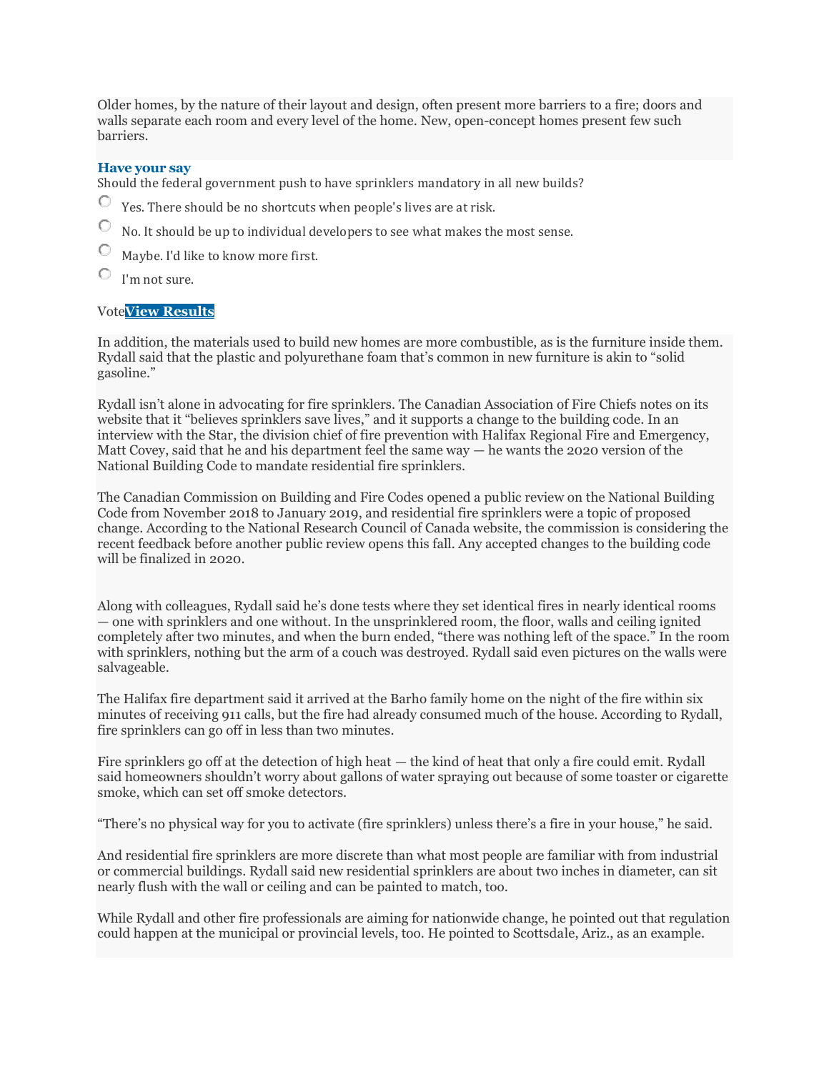Older homes, by the nature of their layout and design, often present more barriers to a fire; doors and walls separate each room and every level of the home. New, open-concept homes present few such barriers.

### Have your say

Should the federal government push to have sprinklers mandatory in all new builds?

- Yes. There should be no shortcuts when people's lives are at risk.
- No. It should be up to individual developers to see what makes the most sense.
- Maybe. I'd like to know more first.
- I'm not sure.

Vote **View Results**

In addition, the materials used to build new homes are more combustible, as is the furniture inside them. Rydall said that the plastic and polyurethane foam that's common in new furniture is akin to "solid gasoline."

Rydall isn't alone in advocating for fire sprinklers. The Canadian Association of Fire Chiefs notes on its website that it "believes sprinklers save lives," and it supports a change to the building code. In an interview with the Star, the division chief of fire prevention with Halifax Regional Fire and Emergency, Matt Covey, said that he and his department feel the same way — he wants the 2020 version of the National Building Code to mandate residential fire sprinklers.

The Canadian Commission on Building and Fire Codes opened a public review on the National Building Code from November 2018 to January 2019, and residential fire sprinklers were a topic of proposed change. According to the National Research Council of Canada website, the commission is considering the recent feedback before another public review opens this fall. Any accepted changes to the building code will be finalized in 2020.

Along with colleagues, Rydall said he's done tests where they set identical fires in nearly identical rooms — one with sprinklers and one without. In the unsprinklered room, the floor, walls and ceiling ignited completely after two minutes, and when the burn ended, "there was nothing left of the space." In the room with sprinklers, nothing but the arm of a couch was destroyed. Rydall said even pictures on the walls were salvageable.

The Halifax fire department said it arrived at the Barho family home on the night of the fire within six minutes of receiving 911 calls, but the fire had already consumed much of the house. According to Rydall, fire sprinklers can go off in less than two minutes.

Fire sprinklers go off at the detection of high heat — the kind of heat that only a fire could emit. Rydall said homeowners shouldn't worry about gallons of water spraying out because of some toaster or cigarette smoke, which can set off smoke detectors.

"There's no physical way for you to activate (fire sprinklers) unless there's a fire in your house," he said.

And residential fire sprinklers are more discrete than what most people are familiar with from industrial or commercial buildings. Rydall said new residential sprinklers are about two inches in diameter, can sit nearly flush with the wall or ceiling and can be painted to match, too.

While Rydall and other fire professionals are aiming for nationwide change, he pointed out that regulation could happen at the municipal or provincial levels, too. He pointed to Scottsdale, Ariz., as an example.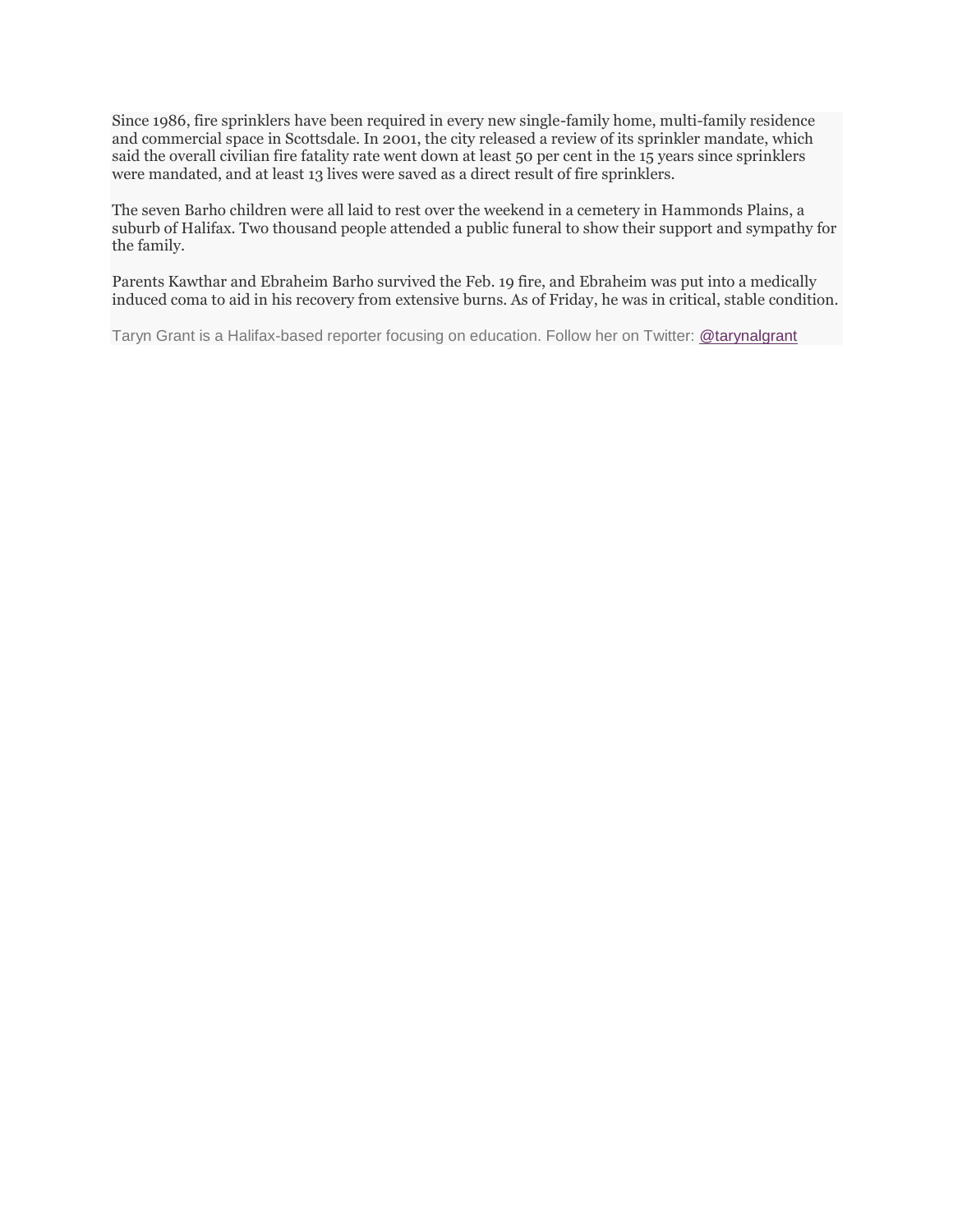Since 1986, fire sprinklers have been required in every new single-family home, multi-family residence and commercial space in Scottsdale. In 2001, the city released a review of its sprinkler mandate, which said the overall civilian fire fatality rate went down at least 50 per cent in the 15 years since sprinklers were mandated, and at least 13 lives were saved as a direct result of fire sprinklers.

The seven Barho children were all laid to rest over the weekend in a cemetery in Hammonds Plains, a suburb of Halifax. Two thousand people attended a public funeral to show their support and sympathy for the family.

Parents Kawthar and Ebraheim Barho survived the Feb. 19 fire, and Ebraheim was put into a medically induced coma to aid in his recovery from extensive burns. As of Friday, he was in critical, stable condition.

Taryn Grant is a Halifax-based reporter focusing on education. Follow her on Twitter: @tarynalgrant